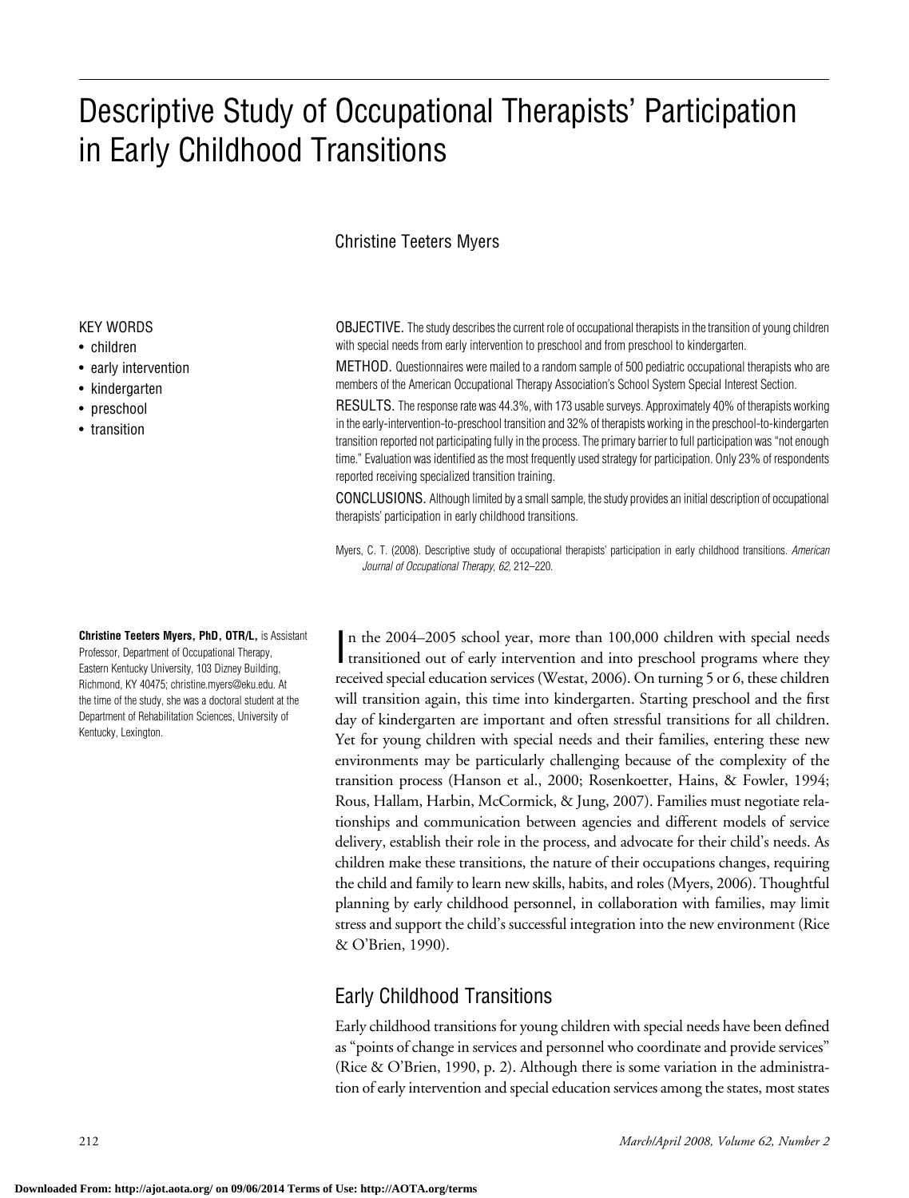# Descriptive Study of Occupational Therapists' Participation in Early Childhood Transitions

Christine Teeters Myers

KEY WORDS
- children
- early intervention
- kindergarten
- preschool
- transition

OBJECTIVE. The study describes the current role of occupational therapists in the transition of young children with special needs from early intervention to preschool and from preschool to kindergarten.

METHOD. Questionnaires were mailed to a random sample of 500 pediatric occupational therapists who are members of the American Occupational Therapy Association's School System Special Interest Section.

RESULTS. The response rate was 44.3%, with 173 usable surveys. Approximately 40% of therapists working in the early-intervention-to-preschool transition and 32% of therapists working in the preschool-to-kindergarten transition reported not participating fully in the process. The primary barrier to full participation was "not enough time." Evaluation was identified as the most frequently used strategy for participation. Only 23% of respondents reported receiving specialized transition training.

CONCLUSIONS. Although limited by a small sample, the study provides an initial description of occupational therapists' participation in early childhood transitions.

Myers, C. T. (2008). Descriptive study of occupational therapists' participation in early childhood transitions. *American Journal of Occupational Therapy, 62,* 212–220.

**Christine Teeters Myers, PhD, OTR/L,** is Assistant Professor, Department of Occupational Therapy, Eastern Kentucky University, 103 Dizney Building, Richmond, KY 40475; christine.myers@eku.edu. At the time of the study, she was a doctoral student at the Department of Rehabilitation Sciences, University of Kentucky, Lexington.

In the 2004–2005 school year, more than 100,000 children with special needs transitioned out of early intervention and into preschool programs where they received special education services (Westat, 2006). On turning 5 or 6, these children will transition again, this time into kindergarten. Starting preschool and the first day of kindergarten are important and often stressful transitions for all children. Yet for young children with special needs and their families, entering these new environments may be particularly challenging because of the complexity of the transition process (Hanson et al., 2000; Rosenkoetter, Hains, & Fowler, 1994; Rous, Hallam, Harbin, McCormick, & Jung, 2007). Families must negotiate relationships and communication between agencies and different models of service delivery, establish their role in the process, and advocate for their child's needs. As children make these transitions, the nature of their occupations changes, requiring the child and family to learn new skills, habits, and roles (Myers, 2006). Thoughtful planning by early childhood personnel, in collaboration with families, may limit stress and support the child's successful integration into the new environment (Rice & O'Brien, 1990).

## Early Childhood Transitions

Early childhood transitions for young children with special needs have been defined as "points of change in services and personnel who coordinate and provide services" (Rice & O'Brien, 1990, p. 2). Although there is some variation in the administration of early intervention and special education services among the states, most states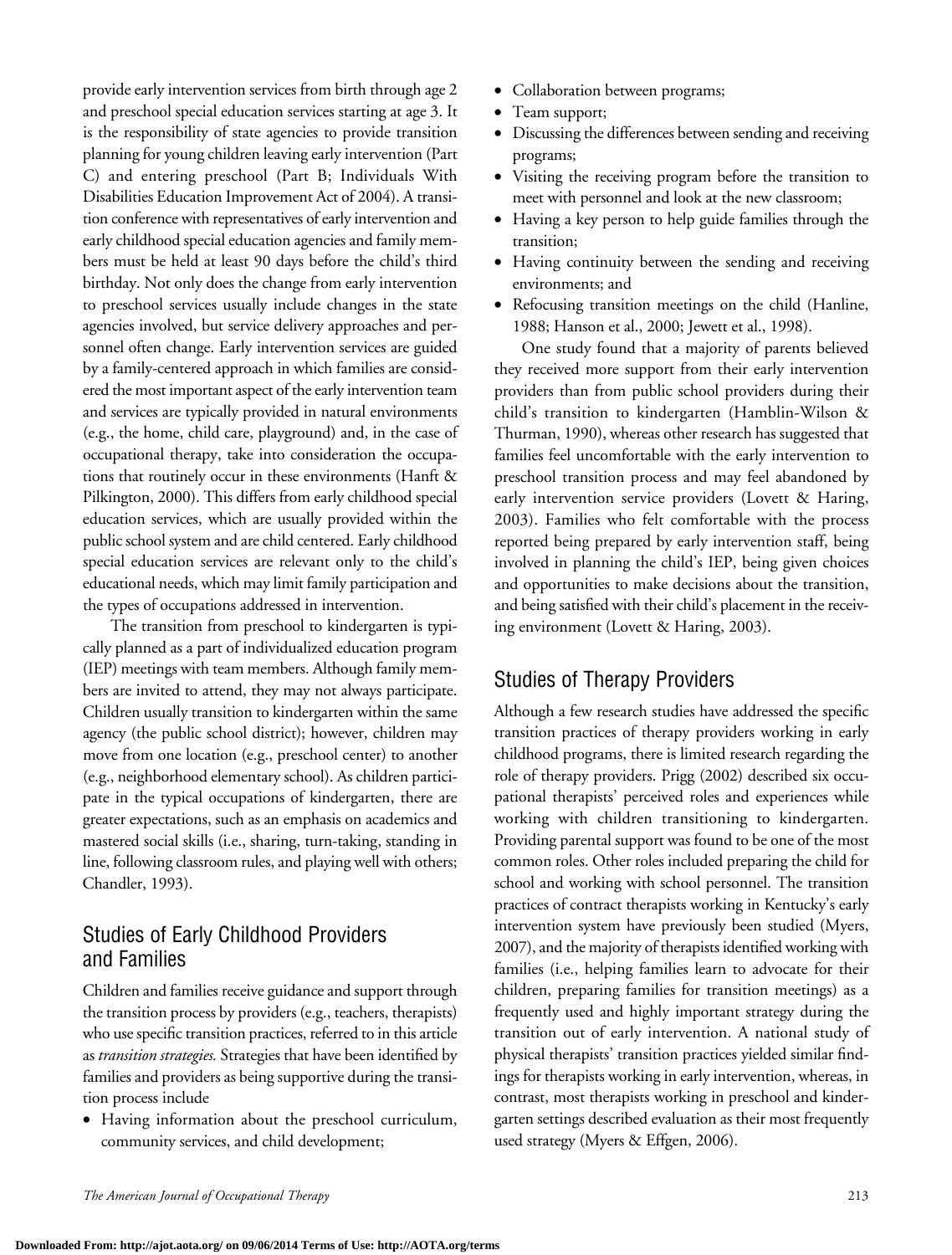provide early intervention services from birth through age 2 and preschool special education services starting at age 3. It is the responsibility of state agencies to provide transition planning for young children leaving early intervention (Part C) and entering preschool (Part B; Individuals With Disabilities Education Improvement Act of 2004). A transition conference with representatives of early intervention and early childhood special education agencies and family members must be held at least 90 days before the child's third birthday. Not only does the change from early intervention to preschool services usually include changes in the state agencies involved, but service delivery approaches and personnel often change. Early intervention services are guided by a family-centered approach in which families are considered the most important aspect of the early intervention team and services are typically provided in natural environments (e.g., the home, child care, playground) and, in the case of occupational therapy, take into consideration the occupations that routinely occur in these environments (Hanft & Pilkington, 2000). This differs from early childhood special education services, which are usually provided within the public school system and are child centered. Early childhood special education services are relevant only to the child's educational needs, which may limit family participation and the types of occupations addressed in intervention.

The transition from preschool to kindergarten is typically planned as a part of individualized education program (IEP) meetings with team members. Although family members are invited to attend, they may not always participate. Children usually transition to kindergarten within the same agency (the public school district); however, children may move from one location (e.g., preschool center) to another (e.g., neighborhood elementary school). As children participate in the typical occupations of kindergarten, there are greater expectations, such as an emphasis on academics and mastered social skills (i.e., sharing, turn-taking, standing in line, following classroom rules, and playing well with others; Chandler, 1993).

## Studies of Early Childhood Providers and Families

Children and families receive guidance and support through the transition process by providers (e.g., teachers, therapists) who use specific transition practices, referred to in this article as *transition strategies.* Strategies that have been identified by families and providers as being supportive during the transition process include

- Having information about the preschool curriculum, community services, and child development;
- Collaboration between programs;
- Team support;
- Discussing the differences between sending and receiving programs;
- Visiting the receiving program before the transition to meet with personnel and look at the new classroom;
- Having a key person to help guide families through the transition;
- Having continuity between the sending and receiving environments; and
- Refocusing transition meetings on the child (Hanline, 1988; Hanson et al., 2000; Jewett et al., 1998).

One study found that a majority of parents believed they received more support from their early intervention providers than from public school providers during their child's transition to kindergarten (Hamblin-Wilson & Thurman, 1990), whereas other research has suggested that families feel uncomfortable with the early intervention to preschool transition process and may feel abandoned by early intervention service providers (Lovett & Haring, 2003). Families who felt comfortable with the process reported being prepared by early intervention staff, being involved in planning the child's IEP, being given choices and opportunities to make decisions about the transition, and being satisfied with their child's placement in the receiving environment (Lovett & Haring, 2003).

## Studies of Therapy Providers

Although a few research studies have addressed the specific transition practices of therapy providers working in early childhood programs, there is limited research regarding the role of therapy providers. Prigg (2002) described six occupational therapists' perceived roles and experiences while working with children transitioning to kindergarten. Providing parental support was found to be one of the most common roles. Other roles included preparing the child for school and working with school personnel. The transition practices of contract therapists working in Kentucky's early intervention system have previously been studied (Myers, 2007), and the majority of therapists identified working with families (i.e., helping families learn to advocate for their children, preparing families for transition meetings) as a frequently used and highly important strategy during the transition out of early intervention. A national study of physical therapists' transition practices yielded similar findings for therapists working in early intervention, whereas, in contrast, most therapists working in preschool and kindergarten settings described evaluation as their most frequently used strategy (Myers & Effgen, 2006).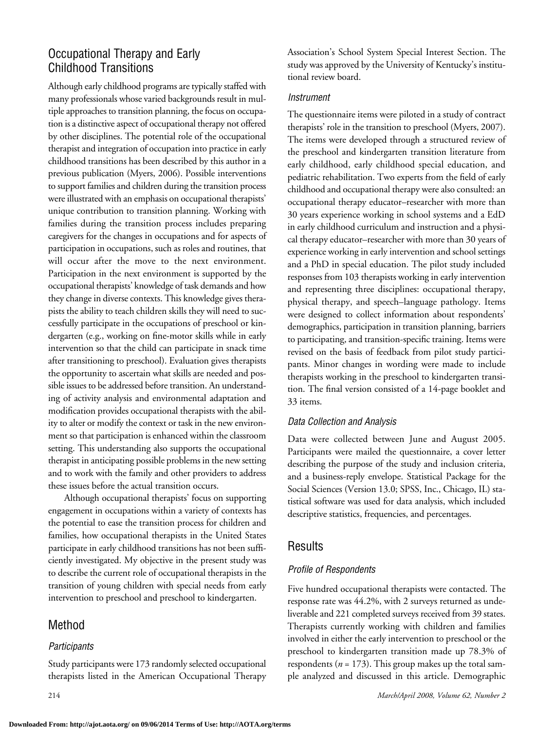## Occupational Therapy and Early Childhood Transitions

Although early childhood programs are typically staffed with many professionals whose varied backgrounds result in multiple approaches to transition planning, the focus on occupation is a distinctive aspect of occupational therapy not offered by other disciplines. The potential role of the occupational therapist and integration of occupation into practice in early childhood transitions has been described by this author in a previous publication (Myers, 2006). Possible interventions to support families and children during the transition process were illustrated with an emphasis on occupational therapists' unique contribution to transition planning. Working with families during the transition process includes preparing caregivers for the changes in occupations and for aspects of participation in occupations, such as roles and routines, that will occur after the move to the next environment. Participation in the next environment is supported by the occupational therapists' knowledge of task demands and how they change in diverse contexts. This knowledge gives therapists the ability to teach children skills they will need to successfully participate in the occupations of preschool or kindergarten (e.g., working on fine-motor skills while in early intervention so that the child can participate in snack time after transitioning to preschool). Evaluation gives therapists the opportunity to ascertain what skills are needed and possible issues to be addressed before transition. An understanding of activity analysis and environmental adaptation and modification provides occupational therapists with the ability to alter or modify the context or task in the new environment so that participation is enhanced within the classroom setting. This understanding also supports the occupational therapist in anticipating possible problems in the new setting and to work with the family and other providers to address these issues before the actual transition occurs.

Although occupational therapists' focus on supporting engagement in occupations within a variety of contexts has the potential to ease the transition process for children and families, how occupational therapists in the United States participate in early childhood transitions has not been sufficiently investigated. My objective in the present study was to describe the current role of occupational therapists in the transition of young children with special needs from early intervention to preschool and preschool to kindergarten.

## Method

### Participants

Study participants were 173 randomly selected occupational therapists listed in the American Occupational Therapy Association's School System Special Interest Section. The study was approved by the University of Kentucky's institutional review board.

### Instrument

The questionnaire items were piloted in a study of contract therapists' role in the transition to preschool (Myers, 2007). The items were developed through a structured review of the preschool and kindergarten transition literature from early childhood, early childhood special education, and pediatric rehabilitation. Two experts from the field of early childhood and occupational therapy were also consulted: an occupational therapy educator–researcher with more than 30 years experience working in school systems and a EdD in early childhood curriculum and instruction and a physical therapy educator–researcher with more than 30 years of experience working in early intervention and school settings and a PhD in special education. The pilot study included responses from 103 therapists working in early intervention and representing three disciplines: occupational therapy, physical therapy, and speech–language pathology. Items were designed to collect information about respondents' demographics, participation in transition planning, barriers to participating, and transition-specific training. Items were revised on the basis of feedback from pilot study participants. Minor changes in wording were made to include therapists working in the preschool to kindergarten transition. The final version consisted of a 14-page booklet and 33 items.

### Data Collection and Analysis

Data were collected between June and August 2005. Participants were mailed the questionnaire, a cover letter describing the purpose of the study and inclusion criteria, and a business-reply envelope. Statistical Package for the Social Sciences (Version 13.0; SPSS, Inc., Chicago, IL) statistical software was used for data analysis, which included descriptive statistics, frequencies, and percentages.

## Results

### Profile of Respondents

Five hundred occupational therapists were contacted. The response rate was 44.2%, with 2 surveys returned as undeliverable and 221 completed surveys received from 39 states. Therapists currently working with children and families involved in either the early intervention to preschool or the preschool to kindergarten transition made up 78.3% of respondents ($n$ = 173). This group makes up the total sample analyzed and discussed in this article. Demographic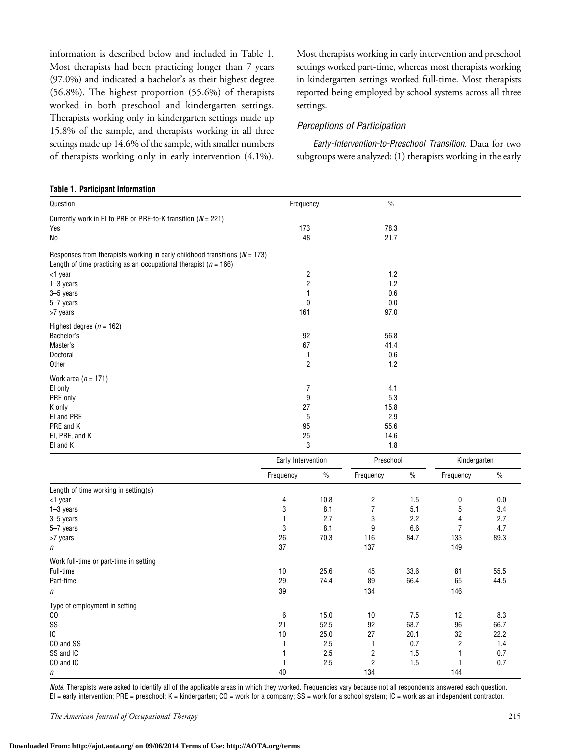information is described below and included in Table 1. Most therapists had been practicing longer than 7 years (97.0%) and indicated a bachelor's as their highest degree (56.8%). The highest proportion (55.6%) of therapists worked in both preschool and kindergarten settings. Therapists working only in kindergarten settings made up 15.8% of the sample, and therapists working in all three settings made up 14.6% of the sample, with smaller numbers of therapists working only in early intervention (4.1%). Most therapists working in early intervention and preschool settings worked part-time, whereas most therapists working in kindergarten settings worked full-time. Most therapists reported being employed by school systems across all three settings.

### *Perceptions of Participation*

*Early-Intervention-to-Preschool Transition.* Data for two subgroups were analyzed: (1) therapists working in the early

**Table 1. Participant Information**

| Question | Frequency | % | | | | |
|---|---|---|---|---|---|---|
| Currently work in EI to PRE or PRE-to-K transition ($N$ = 221) | | | | | | |
| Yes | 173 | 78.3 | | | | |
| No | 48 | 21.7 | | | | |
| Responses from therapists working in early childhood transitions ($N$ = 173) | | | | | | |
| Length of time practicing as an occupational therapist ($n$ = 166) | | | | | | |
| <1 year | 2 | 1.2 | | | | |
| 1–3 years | 2 | 1.2 | | | | |
| 3–5 years | 1 | 0.6 | | | | |
| 5–7 years | 0 | 0.0 | | | | |
| >7 years | 161 | 97.0 | | | | |
| Highest degree ($n$ = 162) | | | | | | |
| Bachelor's | 92 | 56.8 | | | | |
| Master's | 67 | 41.4 | | | | |
| Doctoral | 1 | 0.6 | | | | |
| Other | 2 | 1.2 | | | | |
| Work area ($n$ = 171) | | | | | | |
| EI only | 7 | 4.1 | | | | |
| PRE only | 9 | 5.3 | | | | |
| K only | 27 | 15.8 | | | | |
| EI and PRE | 5 | 2.9 | | | | |
| PRE and K | 95 | 55.6 | | | | |
| EI, PRE, and K | 25 | 14.6 | | | | |
| EI and K | 3 | 1.8 | | | | |
| | Early Intervention | | Preschool | | Kindergarten | |
| | Frequency | % | Frequency | % | Frequency | % |
| Length of time working in setting(s) | | | | | | |
| <1 year | 4 | 10.8 | 2 | 1.5 | 0 | 0.0 |
| 1–3 years | 3 | 8.1 | 7 | 5.1 | 5 | 3.4 |
| 3–5 years | 1 | 2.7 | 3 | 2.2 | 4 | 2.7 |
| 5–7 years | 3 | 8.1 | 9 | 6.6 | 7 | 4.7 |
| >7 years | 26 | 70.3 | 116 | 84.7 | 133 | 89.3 |
| $n$ | 37 | | 137 | | 149 | |
| Work full-time or part-time in setting | | | | | | |
| Full-time | 10 | 25.6 | 45 | 33.6 | 81 | 55.5 |
| Part-time | 29 | 74.4 | 89 | 66.4 | 65 | 44.5 |
| $n$ | 39 | | 134 | | 146 | |
| Type of employment in setting | | | | | | |
| CO | 6 | 15.0 | 10 | 7.5 | 12 | 8.3 |
| SS | 21 | 52.5 | 92 | 68.7 | 96 | 66.7 |
| IC | 10 | 25.0 | 27 | 20.1 | 32 | 22.2 |
| CO and SS | 1 | 2.5 | 1 | 0.7 | 2 | 1.4 |
| SS and IC | 1 | 2.5 | 2 | 1.5 | 1 | 0.7 |
| CO and IC | 1 | 2.5 | 2 | 1.5 | 1 | 0.7 |
| $n$ | 40 | | 134 | | 144 | |

*Note.* Therapists were asked to identify all of the applicable areas in which they worked. Frequencies vary because not all respondents answered each question. EI = early intervention; PRE = preschool; K = kindergarten; CO = work for a company; SS = work for a school system; IC = work as an independent contractor.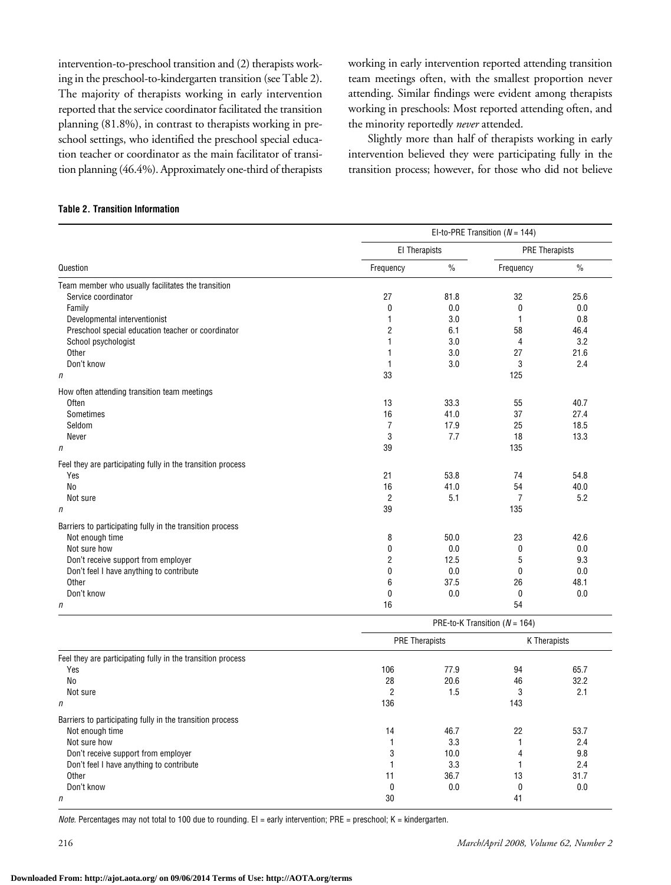intervention-to-preschool transition and (2) therapists working in the preschool-to-kindergarten transition (see Table 2). The majority of therapists working in early intervention reported that the service coordinator facilitated the transition planning (81.8%), in contrast to therapists working in preschool settings, who identified the preschool special education teacher or coordinator as the main facilitator of transition planning (46.4%). Approximately one-third of therapists working in early intervention reported attending transition team meetings often, with the smallest proportion never attending. Similar findings were evident among therapists working in preschools: Most reported attending often, and the minority reportedly *never* attended.

Slightly more than half of therapists working in early intervention believed they were participating fully in the transition process; however, for those who did not believe

**Table 2. Transition Information**

| Question | EI-to-PRE Transition (*N* = 144) | | | |
|---|---|---|---|---|
| | EI Therapists | | PRE Therapists | |
| | Frequency | % | Frequency | % |
| Team member who usually facilitates the transition | | | | |
| Service coordinator | 27 | 81.8 | 32 | 25.6 |
| Family | 0 | 0.0 | 0 | 0.0 |
| Developmental interventionist | 1 | 3.0 | 1 | 0.8 |
| Preschool special education teacher or coordinator | 2 | 6.1 | 58 | 46.4 |
| School psychologist | 1 | 3.0 | 4 | 3.2 |
| Other | 1 | 3.0 | 27 | 21.6 |
| Don't know | 1 | 3.0 | 3 | 2.4 |
| *n* | 33 | | 125 | |
| How often attending transition team meetings | | | | |
| Often | 13 | 33.3 | 55 | 40.7 |
| Sometimes | 16 | 41.0 | 37 | 27.4 |
| Seldom | 7 | 17.9 | 25 | 18.5 |
| Never | 3 | 7.7 | 18 | 13.3 |
| *n* | 39 | | 135 | |
| Feel they are participating fully in the transition process | | | | |
| Yes | 21 | 53.8 | 74 | 54.8 |
| No | 16 | 41.0 | 54 | 40.0 |
| Not sure | 2 | 5.1 | 7 | 5.2 |
| *n* | 39 | | 135 | |
| Barriers to participating fully in the transition process | | | | |
| Not enough time | 8 | 50.0 | 23 | 42.6 |
| Not sure how | 0 | 0.0 | 0 | 0.0 |
| Don't receive support from employer | 2 | 12.5 | 5 | 9.3 |
| Don't feel I have anything to contribute | 0 | 0.0 | 0 | 0.0 |
| Other | 6 | 37.5 | 26 | 48.1 |
| Don't know | 0 | 0.0 | 0 | 0.0 |
| *n* | 16 | | 54 | |
| | PRE-to-K Transition (*N* = 164) | | | |
| | PRE Therapists | | K Therapists | |
| Feel they are participating fully in the transition process | | | | |
| Yes | 106 | 77.9 | 94 | 65.7 |
| No | 28 | 20.6 | 46 | 32.2 |
| Not sure | 2 | 1.5 | 3 | 2.1 |
| *n* | 136 | | 143 | |
| Barriers to participating fully in the transition process | | | | |
| Not enough time | 14 | 46.7 | 22 | 53.7 |
| Not sure how | 1 | 3.3 | 1 | 2.4 |
| Don't receive support from employer | 3 | 10.0 | 4 | 9.8 |
| Don't feel I have anything to contribute | 1 | 3.3 | 1 | 2.4 |
| Other | 11 | 36.7 | 13 | 31.7 |
| Don't know | 0 | 0.0 | 0 | 0.0 |
| *n* | 30 | | 41 | |

*Note.* Percentages may not total to 100 due to rounding. EI = early intervention; PRE = preschool; K = kindergarten.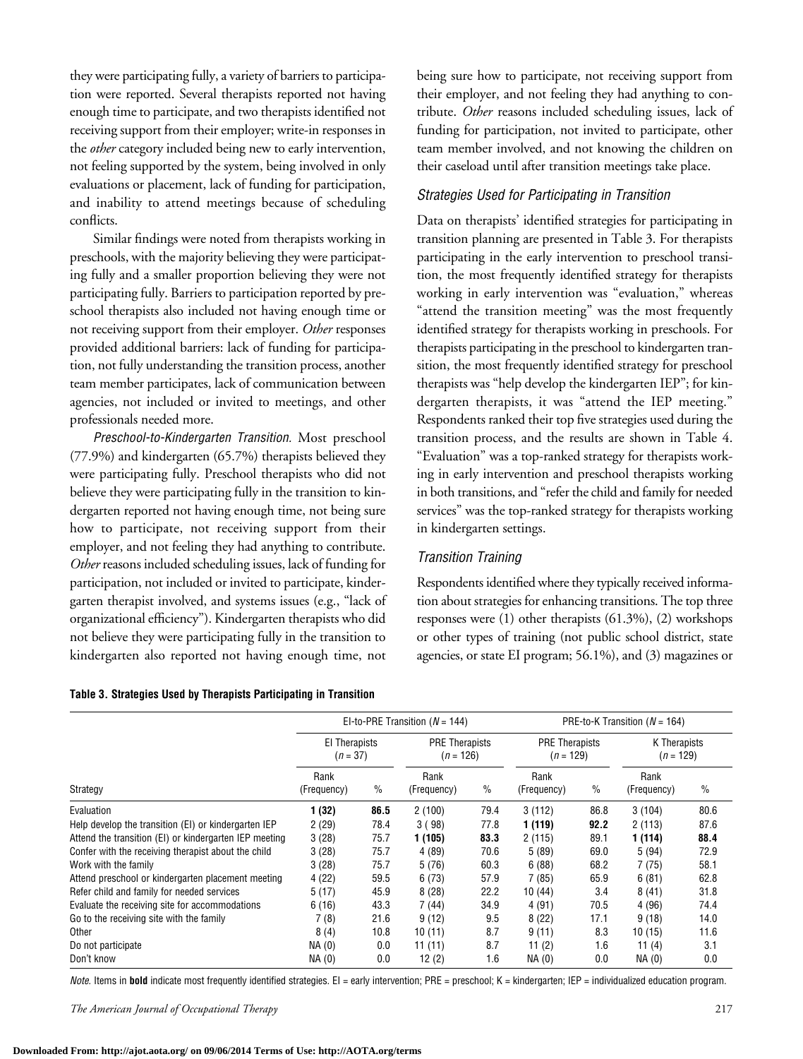they were participating fully, a variety of barriers to participation were reported. Several therapists reported not having enough time to participate, and two therapists identified not receiving support from their employer; write-in responses in the *other* category included being new to early intervention, not feeling supported by the system, being involved in only evaluations or placement, lack of funding for participation, and inability to attend meetings because of scheduling conflicts.

Similar findings were noted from therapists working in preschools, with the majority believing they were participating fully and a smaller proportion believing they were not participating fully. Barriers to participation reported by preschool therapists also included not having enough time or not receiving support from their employer. *Other* responses provided additional barriers: lack of funding for participation, not fully understanding the transition process, another team member participates, lack of communication between agencies, not included or invited to meetings, and other professionals needed more.

*Preschool-to-Kindergarten Transition.* Most preschool (77.9%) and kindergarten (65.7%) therapists believed they were participating fully. Preschool therapists who did not believe they were participating fully in the transition to kindergarten reported not having enough time, not being sure how to participate, not receiving support from their employer, and not feeling they had anything to contribute. *Other* reasons included scheduling issues, lack of funding for participation, not included or invited to participate, kindergarten therapist involved, and systems issues (e.g., "lack of organizational efficiency"). Kindergarten therapists who did not believe they were participating fully in the transition to kindergarten also reported not having enough time, not being sure how to participate, not receiving support from their employer, and not feeling they had anything to contribute. *Other* reasons included scheduling issues, lack of funding for participation, not invited to participate, other team member involved, and not knowing the children on their caseload until after transition meetings take place.

### Strategies Used for Participating in Transition

Data on therapists' identified strategies for participating in transition planning are presented in Table 3. For therapists participating in the early intervention to preschool transition, the most frequently identified strategy for therapists working in early intervention was "evaluation," whereas "attend the transition meeting" was the most frequently identified strategy for therapists working in preschools. For therapists participating in the preschool to kindergarten transition, the most frequently identified strategy for preschool therapists was "help develop the kindergarten IEP"; for kindergarten therapists, it was "attend the IEP meeting." Respondents ranked their top five strategies used during the transition process, and the results are shown in Table 4. "Evaluation" was a top-ranked strategy for therapists working in early intervention and preschool therapists working in both transitions, and "refer the child and family for needed services" was the top-ranked strategy for therapists working in kindergarten settings.

### Transition Training

Respondents identified where they typically received information about strategies for enhancing transitions. The top three responses were (1) other therapists (61.3%), (2) workshops or other types of training (not public school district, state agencies, or state EI program; 56.1%), and (3) magazines or

**Table 3. Strategies Used by Therapists Participating in Transition**

| | EI-to-PRE Transition ($N$ = 144) | | | | PRE-to-K Transition ($N$ = 164) | | | |
|---|---|---|---|---|---|---|---|---|
| | EI Therapists ($n$ = 37) | | PRE Therapists ($n$ = 126) | | PRE Therapists ($n$ = 129) | | K Therapists ($n$ = 129) | |
| Strategy | Rank (Frequency) | % | Rank (Frequency) | % | Rank (Frequency) | % | Rank (Frequency) | % |
| Evaluation | **1 (32)** | **86.5** | 2 (100) | 79.4 | 3 (112) | 86.8 | 3 (104) | 80.6 |
| Help develop the transition (EI) or kindergarten IEP | 2 (29) | 78.4 | 3 ( 98) | 77.8 | **1 (119)** | **92.2** | 2 (113) | 87.6 |
| Attend the transition (EI) or kindergarten IEP meeting | 3 (28) | 75.7 | **1 (105)** | **83.3** | 2 (115) | 89.1 | **1 (114)** | **88.4** |
| Confer with the receiving therapist about the child | 3 (28) | 75.7 | 4 (89) | 70.6 | 5 (89) | 69.0 | 5 (94) | 72.9 |
| Work with the family | 3 (28) | 75.7 | 5 (76) | 60.3 | 6 (88) | 68.2 | 7 (75) | 58.1 |
| Attend preschool or kindergarten placement meeting | 4 (22) | 59.5 | 6 (73) | 57.9 | 7 (85) | 65.9 | 6 (81) | 62.8 |
| Refer child and family for needed services | 5 (17) | 45.9 | 8 (28) | 22.2 | 10 (44) | 3.4 | 8 (41) | 31.8 |
| Evaluate the receiving site for accommodations | 6 (16) | 43.3 | 7 (44) | 34.9 | 4 (91) | 70.5 | 4 (96) | 74.4 |
| Go to the receiving site with the family | 7 (8) | 21.6 | 9 (12) | 9.5 | 8 (22) | 17.1 | 9 (18) | 14.0 |
| Other | 8 (4) | 10.8 | 10 (11) | 8.7 | 9 (11) | 8.3 | 10 (15) | 11.6 |
| Do not participate | NA (0) | 0.0 | 11 (11) | 8.7 | 11 (2) | 1.6 | 11 (4) | 3.1 |
| Don't know | NA (0) | 0.0 | 12 (2) | 1.6 | NA (0) | 0.0 | NA (0) | 0.0 |

*Note.* Items in **bold** indicate most frequently identified strategies. EI = early intervention; PRE = preschool; K = kindergarten; IEP = individualized education program.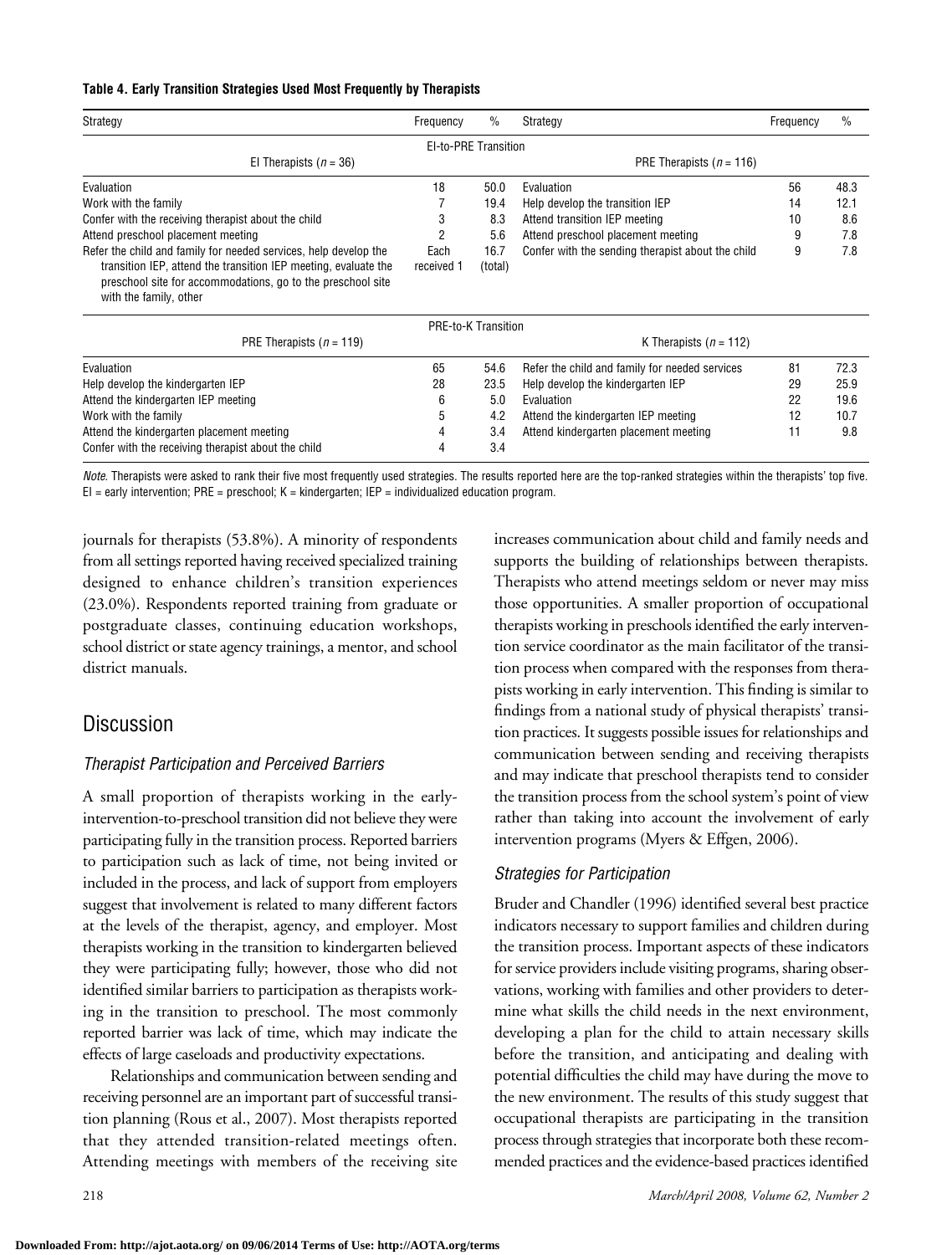**Table 4. Early Transition Strategies Used Most Frequently by Therapists**

| Strategy | Frequency | % | Strategy | Frequency | % |
|---|---|---|---|---|---|
| EI-to-PRE Transition | | | | | |
| EI Therapists ($n$ = 36) | | | PRE Therapists ($n$ = 116) | | |
| Evaluation | 18 | 50.0 | Evaluation | 56 | 48.3 |
| Work with the family | 7 | 19.4 | Help develop the transition IEP | 14 | 12.1 |
| Confer with the receiving therapist about the child | 3 | 8.3 | Attend transition IEP meeting | 10 | 8.6 |
| Attend preschool placement meeting | 2 | 5.6 | Attend preschool placement meeting | 9 | 7.8 |
| Refer the child and family for needed services, help develop the transition IEP, attend the transition IEP meeting, evaluate the preschool site for accommodations, go to the preschool site with the family, other | Each received 1 | 16.7 (total) | Confer with the sending therapist about the child | 9 | 7.8 |
| PRE-to-K Transition | | | | | |
| PRE Therapists ($n$ = 119) | | | K Therapists ($n$ = 112) | | |
| Evaluation | 65 | 54.6 | Refer the child and family for needed services | 81 | 72.3 |
| Help develop the kindergarten IEP | 28 | 23.5 | Help develop the kindergarten IEP | 29 | 25.9 |
| Attend the kindergarten IEP meeting | 6 | 5.0 | Evaluation | 22 | 19.6 |
| Work with the family | 5 | 4.2 | Attend the kindergarten IEP meeting | 12 | 10.7 |
| Attend the kindergarten placement meeting | 4 | 3.4 | Attend kindergarten placement meeting | 11 | 9.8 |
| Confer with the receiving therapist about the child | 4 | 3.4 | | | |

*Note.* Therapists were asked to rank their five most frequently used strategies. The results reported here are the top-ranked strategies within the therapists' top five. EI = early intervention; PRE = preschool; K = kindergarten; IEP = individualized education program.

journals for therapists (53.8%). A minority of respondents from all settings reported having received specialized training designed to enhance children's transition experiences (23.0%). Respondents reported training from graduate or postgraduate classes, continuing education workshops, school district or state agency trainings, a mentor, and school district manuals.

## Discussion

### *Therapist Participation and Perceived Barriers*

A small proportion of therapists working in the early-intervention-to-preschool transition did not believe they were participating fully in the transition process. Reported barriers to participation such as lack of time, not being invited or included in the process, and lack of support from employers suggest that involvement is related to many different factors at the levels of the therapist, agency, and employer. Most therapists working in the transition to kindergarten believed they were participating fully; however, those who did not identified similar barriers to participation as therapists working in the transition to preschool. The most commonly reported barrier was lack of time, which may indicate the effects of large caseloads and productivity expectations.

Relationships and communication between sending and receiving personnel are an important part of successful transition planning (Rous et al., 2007). Most therapists reported that they attended transition-related meetings often. Attending meetings with members of the receiving site increases communication about child and family needs and supports the building of relationships between therapists. Therapists who attend meetings seldom or never may miss those opportunities. A smaller proportion of occupational therapists working in preschools identified the early intervention service coordinator as the main facilitator of the transition process when compared with the responses from therapists working in early intervention. This finding is similar to findings from a national study of physical therapists' transition practices. It suggests possible issues for relationships and communication between sending and receiving therapists and may indicate that preschool therapists tend to consider the transition process from the school system's point of view rather than taking into account the involvement of early intervention programs (Myers & Effgen, 2006).

### *Strategies for Participation*

Bruder and Chandler (1996) identified several best practice indicators necessary to support families and children during the transition process. Important aspects of these indicators for service providers include visiting programs, sharing observations, working with families and other providers to determine what skills the child needs in the next environment, developing a plan for the child to attain necessary skills before the transition, and anticipating and dealing with potential difficulties the child may have during the move to the new environment. The results of this study suggest that occupational therapists are participating in the transition process through strategies that incorporate both these recommended practices and the evidence-based practices identified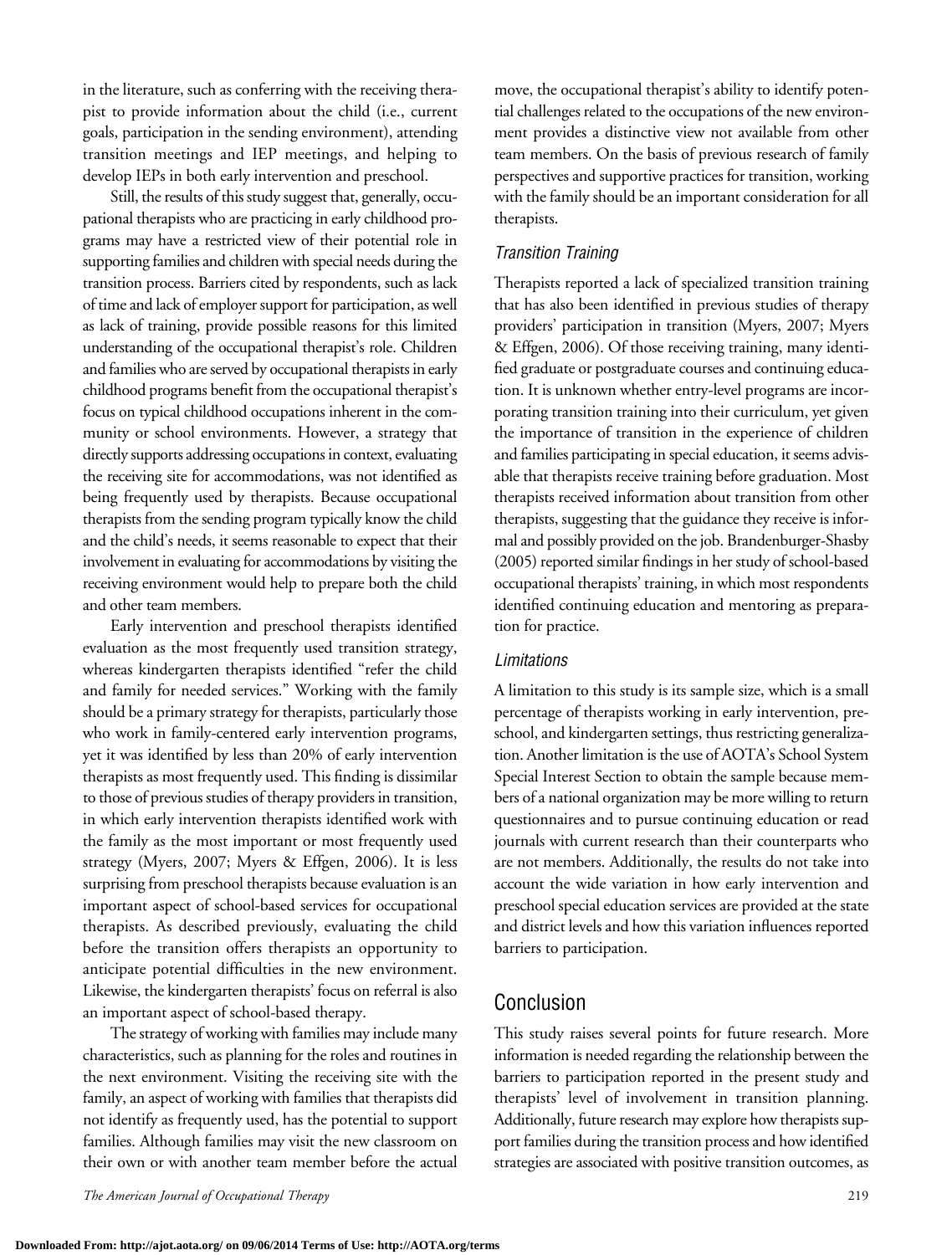in the literature, such as conferring with the receiving therapist to provide information about the child (i.e., current goals, participation in the sending environment), attending transition meetings and IEP meetings, and helping to develop IEPs in both early intervention and preschool.

Still, the results of this study suggest that, generally, occupational therapists who are practicing in early childhood programs may have a restricted view of their potential role in supporting families and children with special needs during the transition process. Barriers cited by respondents, such as lack of time and lack of employer support for participation, as well as lack of training, provide possible reasons for this limited understanding of the occupational therapist's role. Children and families who are served by occupational therapists in early childhood programs benefit from the occupational therapist's focus on typical childhood occupations inherent in the community or school environments. However, a strategy that directly supports addressing occupations in context, evaluating the receiving site for accommodations, was not identified as being frequently used by therapists. Because occupational therapists from the sending program typically know the child and the child's needs, it seems reasonable to expect that their involvement in evaluating for accommodations by visiting the receiving environment would help to prepare both the child and other team members.

Early intervention and preschool therapists identified evaluation as the most frequently used transition strategy, whereas kindergarten therapists identified "refer the child and family for needed services." Working with the family should be a primary strategy for therapists, particularly those who work in family-centered early intervention programs, yet it was identified by less than 20% of early intervention therapists as most frequently used. This finding is dissimilar to those of previous studies of therapy providers in transition, in which early intervention therapists identified work with the family as the most important or most frequently used strategy (Myers, 2007; Myers & Effgen, 2006). It is less surprising from preschool therapists because evaluation is an important aspect of school-based services for occupational therapists. As described previously, evaluating the child before the transition offers therapists an opportunity to anticipate potential difficulties in the new environment. Likewise, the kindergarten therapists' focus on referral is also an important aspect of school-based therapy.

The strategy of working with families may include many characteristics, such as planning for the roles and routines in the next environment. Visiting the receiving site with the family, an aspect of working with families that therapists did not identify as frequently used, has the potential to support families. Although families may visit the new classroom on their own or with another team member before the actual move, the occupational therapist's ability to identify potential challenges related to the occupations of the new environment provides a distinctive view not available from other team members. On the basis of previous research of family perspectives and supportive practices for transition, working with the family should be an important consideration for all therapists.

### Transition Training

Therapists reported a lack of specialized transition training that has also been identified in previous studies of therapy providers' participation in transition (Myers, 2007; Myers & Effgen, 2006). Of those receiving training, many identified graduate or postgraduate courses and continuing education. It is unknown whether entry-level programs are incorporating transition training into their curriculum, yet given the importance of transition in the experience of children and families participating in special education, it seems advisable that therapists receive training before graduation. Most therapists received information about transition from other therapists, suggesting that the guidance they receive is informal and possibly provided on the job. Brandenburger-Shasby (2005) reported similar findings in her study of school-based occupational therapists' training, in which most respondents identified continuing education and mentoring as preparation for practice.

### Limitations

A limitation to this study is its sample size, which is a small percentage of therapists working in early intervention, preschool, and kindergarten settings, thus restricting generalization. Another limitation is the use of AOTA's School System Special Interest Section to obtain the sample because members of a national organization may be more willing to return questionnaires and to pursue continuing education or read journals with current research than their counterparts who are not members. Additionally, the results do not take into account the wide variation in how early intervention and preschool special education services are provided at the state and district levels and how this variation influences reported barriers to participation.

## Conclusion

This study raises several points for future research. More information is needed regarding the relationship between the barriers to participation reported in the present study and therapists' level of involvement in transition planning. Additionally, future research may explore how therapists support families during the transition process and how identified strategies are associated with positive transition outcomes, as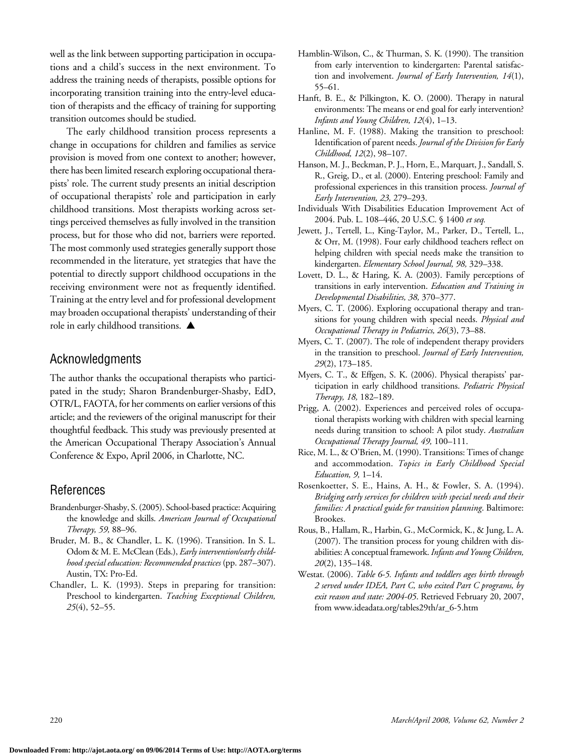well as the link between supporting participation in occupations and a child's success in the next environment. To address the training needs of therapists, possible options for incorporating transition training into the entry-level education of therapists and the efficacy of training for supporting transition outcomes should be studied.

The early childhood transition process represents a change in occupations for children and families as service provision is moved from one context to another; however, there has been limited research exploring occupational therapists' role. The current study presents an initial description of occupational therapists' role and participation in early childhood transitions. Most therapists working across settings perceived themselves as fully involved in the transition process, but for those who did not, barriers were reported. The most commonly used strategies generally support those recommended in the literature, yet strategies that have the potential to directly support childhood occupations in the receiving environment were not as frequently identified. Training at the entry level and for professional development may broaden occupational therapists' understanding of their role in early childhood transitions. ▲

## Acknowledgments

The author thanks the occupational therapists who participated in the study; Sharon Brandenburger-Shasby, EdD, OTR/L, FAOTA, for her comments on earlier versions of this article; and the reviewers of the original manuscript for their thoughtful feedback. This study was previously presented at the American Occupational Therapy Association's Annual Conference & Expo, April 2006, in Charlotte, NC.

## References

Brandenburger-Shasby, S. (2005). School-based practice: Acquiring the knowledge and skills. *American Journal of Occupational Therapy, 59,* 88–96.

Bruder, M. B., & Chandler, L. K. (1996). Transition. In S. L. Odom & M. E. McClean (Eds.), *Early intervention/early childhood special education: Recommended practices* (pp. 287–307). Austin, TX: Pro-Ed.

Chandler, L. K. (1993). Steps in preparing for transition: Preschool to kindergarten. *Teaching Exceptional Children, 25*(4), 52–55.

Hamblin-Wilson, C., & Thurman, S. K. (1990). The transition from early intervention to kindergarten: Parental satisfaction and involvement. *Journal of Early Intervention, 14*(1), 55–61.

Hanft, B. E., & Pilkington, K. O. (2000). Therapy in natural environments: The means or end goal for early intervention? *Infants and Young Children, 12*(4), 1–13.

Hanline, M. F. (1988). Making the transition to preschool: Identification of parent needs. *Journal of the Division for Early Childhood, 12*(2), 98–107.

Hanson, M. J., Beckman, P. J., Horn, E., Marquart, J., Sandall, S. R., Greig, D., et al. (2000). Entering preschool: Family and professional experiences in this transition process. *Journal of Early Intervention, 23,* 279–293.

Individuals With Disabilities Education Improvement Act of 2004. Pub. L. 108–446, 20 U.S.C. § 1400 *et seq.*

Jewett, J., Tertell, L., King-Taylor, M., Parker, D., Tertell, L., & Orr, M. (1998). Four early childhood teachers reflect on helping children with special needs make the transition to kindergarten. *Elementary School Journal, 98,* 329–338.

Lovett, D. L., & Haring, K. A. (2003). Family perceptions of transitions in early intervention. *Education and Training in Developmental Disabilities, 38,* 370–377.

Myers, C. T. (2006). Exploring occupational therapy and transitions for young children with special needs. *Physical and Occupational Therapy in Pediatrics, 26*(3), 73–88.

Myers, C. T. (2007). The role of independent therapy providers in the transition to preschool. *Journal of Early Intervention, 29*(2), 173–185.

Myers, C. T., & Effgen, S. K. (2006). Physical therapists' participation in early childhood transitions. *Pediatric Physical Therapy, 18,* 182–189.

Prigg, A. (2002). Experiences and perceived roles of occupational therapists working with children with special learning needs during transition to school: A pilot study. *Australian Occupational Therapy Journal, 49,* 100–111.

Rice, M. L., & O'Brien, M. (1990). Transitions: Times of change and accommodation. *Topics in Early Childhood Special Education, 9,* 1–14.

Rosenkoetter, S. E., Hains, A. H., & Fowler, S. A. (1994). *Bridging early services for children with special needs and their families: A practical guide for transition planning*. Baltimore: Brookes.

Rous, B., Hallam, R., Harbin, G., McCormick, K., & Jung, L. A. (2007). The transition process for young children with disabilities: A conceptual framework. *Infants and Young Children, 20*(2), 135–148.

Westat. (2006). *Table 6-5. Infants and toddlers ages birth through 2 served under IDEA, Part C, who exited Part C programs, by exit reason and state: 2004-05*. Retrieved February 20, 2007, from www.ideadata.org/tables29th/ar_6-5.htm